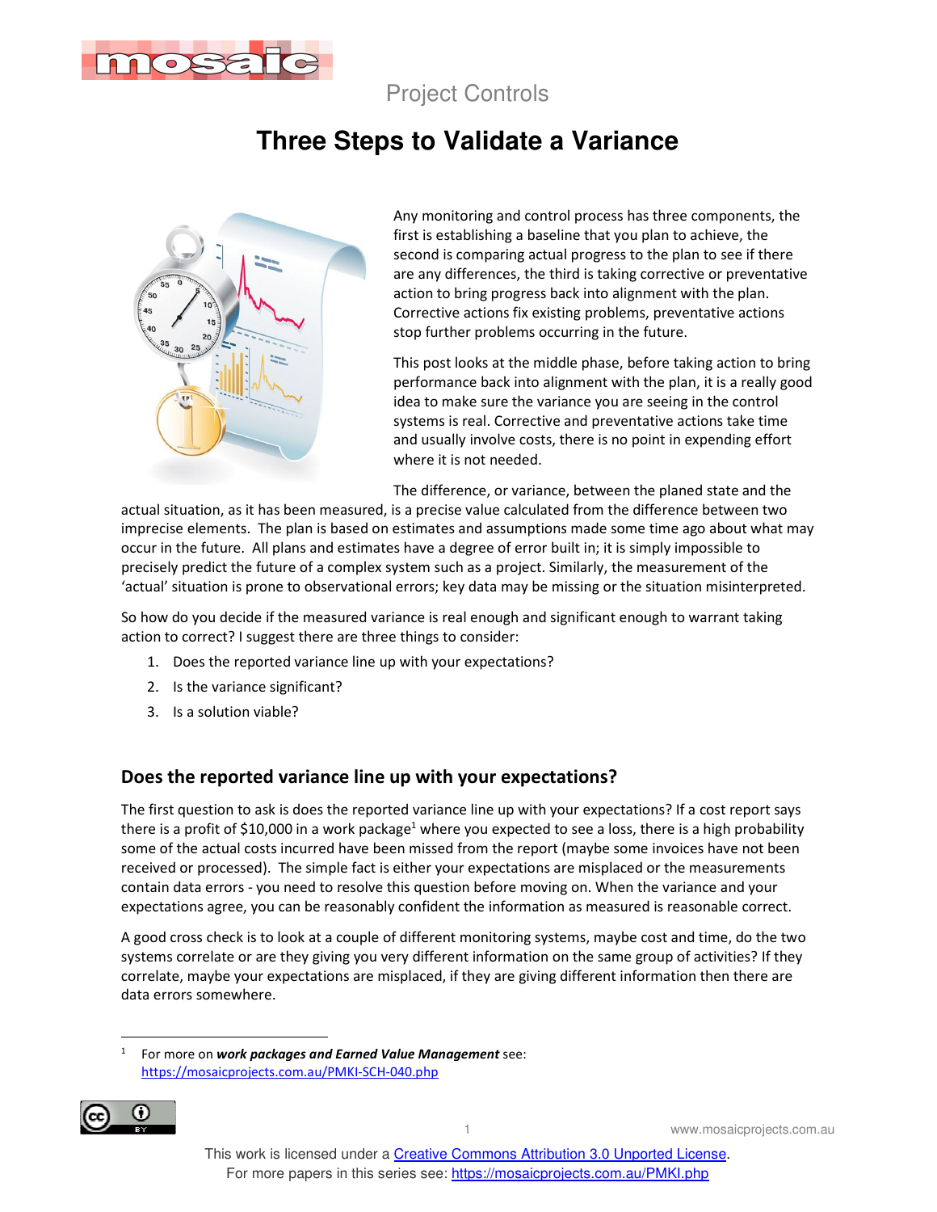Project Controls

# Three Steps to Validate a Variance

Any monitoring and control process has three components, the first is establishing a baseline that you plan to achieve, the second is comparing actual progress to the plan to see if there are any differences, the third is taking corrective or preventative action to bring progress back into alignment with the plan. Corrective actions fix existing problems, preventative actions stop further problems occurring in the future.

This post looks at the middle phase, before taking action to bring performance back into alignment with the plan, it is a really good idea to make sure the variance you are seeing in the control systems is real. Corrective and preventative actions take time and usually involve costs, there is no point in expending effort where it is not needed.

The difference, or variance, between the planed state and the actual situation, as it has been measured, is a precise value calculated from the difference between two imprecise elements. The plan is based on estimates and assumptions made some time ago about what may occur in the future. All plans and estimates have a degree of error built in; it is simply impossible to precisely predict the future of a complex system such as a project. Similarly, the measurement of the 'actual' situation is prone to observational errors; key data may be missing or the situation misinterpreted.

So how do you decide if the measured variance is real enough and significant enough to warrant taking action to correct? I suggest there are three things to consider:

1. Does the reported variance line up with your expectations?
2. Is the variance significant?
3. Is a solution viable?

## Does the reported variance line up with your expectations?

The first question to ask is does the reported variance line up with your expectations? If a cost report says there is a profit of $10,000 in a work package[1] where you expected to see a loss, there is a high probability some of the actual costs incurred have been missed from the report (maybe some invoices have not been received or processed). The simple fact is either your expectations are misplaced or the measurements contain data errors - you need to resolve this question before moving on. When the variance and your expectations agree, you can be reasonably confident the information as measured is reasonable correct.

A good cross check is to look at a couple of different monitoring systems, maybe cost and time, do the two systems correlate or are they giving you very different information on the same group of activities? If they correlate, maybe your expectations are misplaced, if they are giving different information then there are data errors somewhere.

---

[1] For more on ***work packages and Earned Value Management*** see: https://mosaicprojects.com.au/PMKI-SCH-040.php

This work is licensed under a Creative Commons Attribution 3.0 Unported License.
For more papers in this series see: https://mosaicprojects.com.au/PMKI.php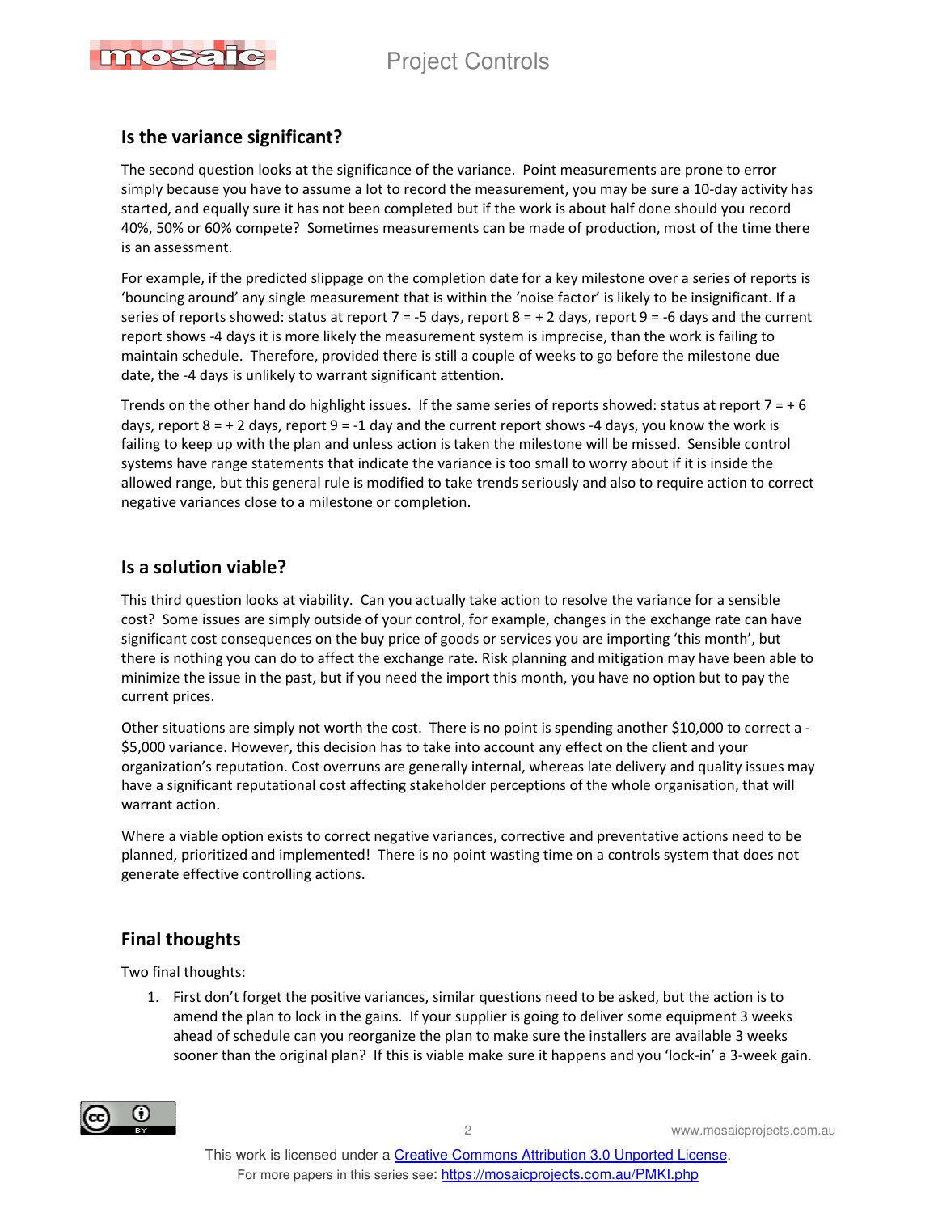## Is the variance significant?

The second question looks at the significance of the variance. Point measurements are prone to error simply because you have to assume a lot to record the measurement, you may be sure a 10-day activity has started, and equally sure it has not been completed but if the work is about half done should you record 40%, 50% or 60% compete? Sometimes measurements can be made of production, most of the time there is an assessment.

For example, if the predicted slippage on the completion date for a key milestone over a series of reports is 'bouncing around' any single measurement that is within the 'noise factor' is likely to be insignificant. If a series of reports showed: status at report 7 = -5 days, report 8 = + 2 days, report 9 = -6 days and the current report shows -4 days it is more likely the measurement system is imprecise, than the work is failing to maintain schedule. Therefore, provided there is still a couple of weeks to go before the milestone due date, the -4 days is unlikely to warrant significant attention.

Trends on the other hand do highlight issues. If the same series of reports showed: status at report 7 = + 6 days, report 8 = + 2 days, report 9 = -1 day and the current report shows -4 days, you know the work is failing to keep up with the plan and unless action is taken the milestone will be missed. Sensible control systems have range statements that indicate the variance is too small to worry about if it is inside the allowed range, but this general rule is modified to take trends seriously and also to require action to correct negative variances close to a milestone or completion.

## Is a solution viable?

This third question looks at viability. Can you actually take action to resolve the variance for a sensible cost? Some issues are simply outside of your control, for example, changes in the exchange rate can have significant cost consequences on the buy price of goods or services you are importing 'this month', but there is nothing you can do to affect the exchange rate. Risk planning and mitigation may have been able to minimize the issue in the past, but if you need the import this month, you have no option but to pay the current prices.

Other situations are simply not worth the cost. There is no point is spending another $10,000 to correct a -$5,000 variance. However, this decision has to take into account any effect on the client and your organization's reputation. Cost overruns are generally internal, whereas late delivery and quality issues may have a significant reputational cost affecting stakeholder perceptions of the whole organisation, that will warrant action.

Where a viable option exists to correct negative variances, corrective and preventative actions need to be planned, prioritized and implemented! There is no point wasting time on a controls system that does not generate effective controlling actions.

## Final thoughts

Two final thoughts:

1. First don't forget the positive variances, similar questions need to be asked, but the action is to amend the plan to lock in the gains. If your supplier is going to deliver some equipment 3 weeks ahead of schedule can you reorganize the plan to make sure the installers are available 3 weeks sooner than the original plan? If this is viable make sure it happens and you 'lock-in' a 3-week gain.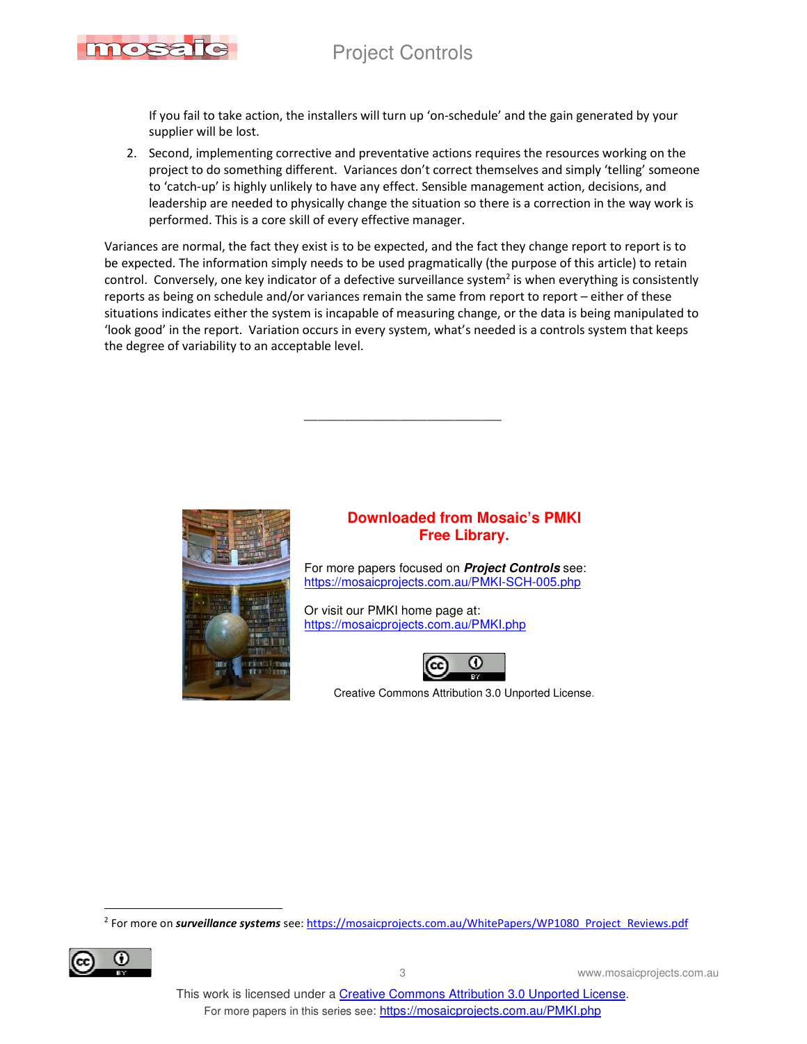If you fail to take action, the installers will turn up 'on-schedule' and the gain generated by your supplier will be lost.

2. Second, implementing corrective and preventative actions requires the resources working on the project to do something different. Variances don't correct themselves and simply 'telling' someone to 'catch-up' is highly unlikely to have any effect. Sensible management action, decisions, and leadership are needed to physically change the situation so there is a correction in the way work is performed. This is a core skill of every effective manager.

Variances are normal, the fact they exist is to be expected, and the fact they change report to report is to be expected. The information simply needs to be used pragmatically (the purpose of this article) to retain control. Conversely, one key indicator of a defective surveillance system[2] is when everything is consistently reports as being on schedule and/or variances remain the same from report to report – either of these situations indicates either the system is incapable of measuring change, or the data is being manipulated to 'look good' in the report. Variation occurs in every system, what's needed is a controls system that keeps the degree of variability to an acceptable level.

\_\_\_\_\_\_\_\_\_\_\_\_\_\_\_\_\_\_\_\_\_\_\_\_\_\_\_\_\_

**Downloaded from Mosaic's PMKI Free Library.**

For more papers focused on ***Project Controls*** see: https://mosaicprojects.com.au/PMKI-SCH-005.php

Or visit our PMKI home page at: https://mosaicprojects.com.au/PMKI.php

Creative Commons Attribution 3.0 Unported License.

---

[2] For more on ***surveillance systems*** see: https://mosaicprojects.com.au/WhitePapers/WP1080_Project_Reviews.pdf